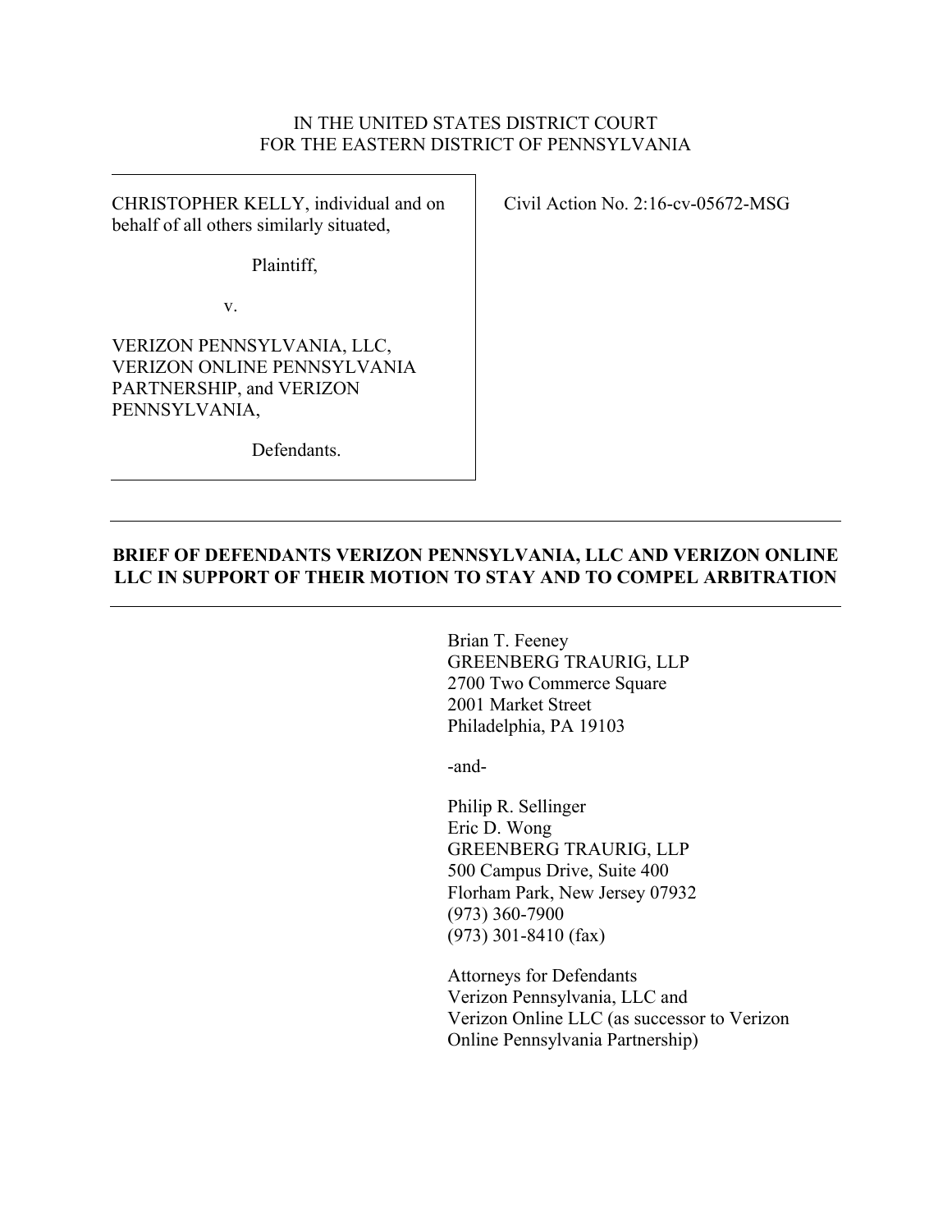IN THE UNITED STATES DISTRICT COURT
FOR THE EASTERN DISTRICT OF PENNSYLVANIA

| | |
|---|---|
| CHRISTOPHER KELLY, individual and on behalf of all others similarly situated,<br><br>Plaintiff,<br><br>v.<br><br>VERIZON PENNSYLVANIA, LLC, VERIZON ONLINE PENNSYLVANIA PARTNERSHIP, and VERIZON PENNSYLVANIA,<br><br>Defendants. | Civil Action No. 2:16-cv-05672-MSG |

---

**BRIEF OF DEFENDANTS VERIZON PENNSYLVANIA, LLC AND VERIZON ONLINE LLC IN SUPPORT OF THEIR MOTION TO STAY AND TO COMPEL ARBITRATION**

---

Brian T. Feeney
GREENBERG TRAURIG, LLP
2700 Two Commerce Square
2001 Market Street
Philadelphia, PA 19103

-and-

Philip R. Sellinger
Eric D. Wong
GREENBERG TRAURIG, LLP
500 Campus Drive, Suite 400
Florham Park, New Jersey 07932
(973) 360-7900
(973) 301-8410 (fax)

Attorneys for Defendants
Verizon Pennsylvania, LLC and
Verizon Online LLC (as successor to Verizon Online Pennsylvania Partnership)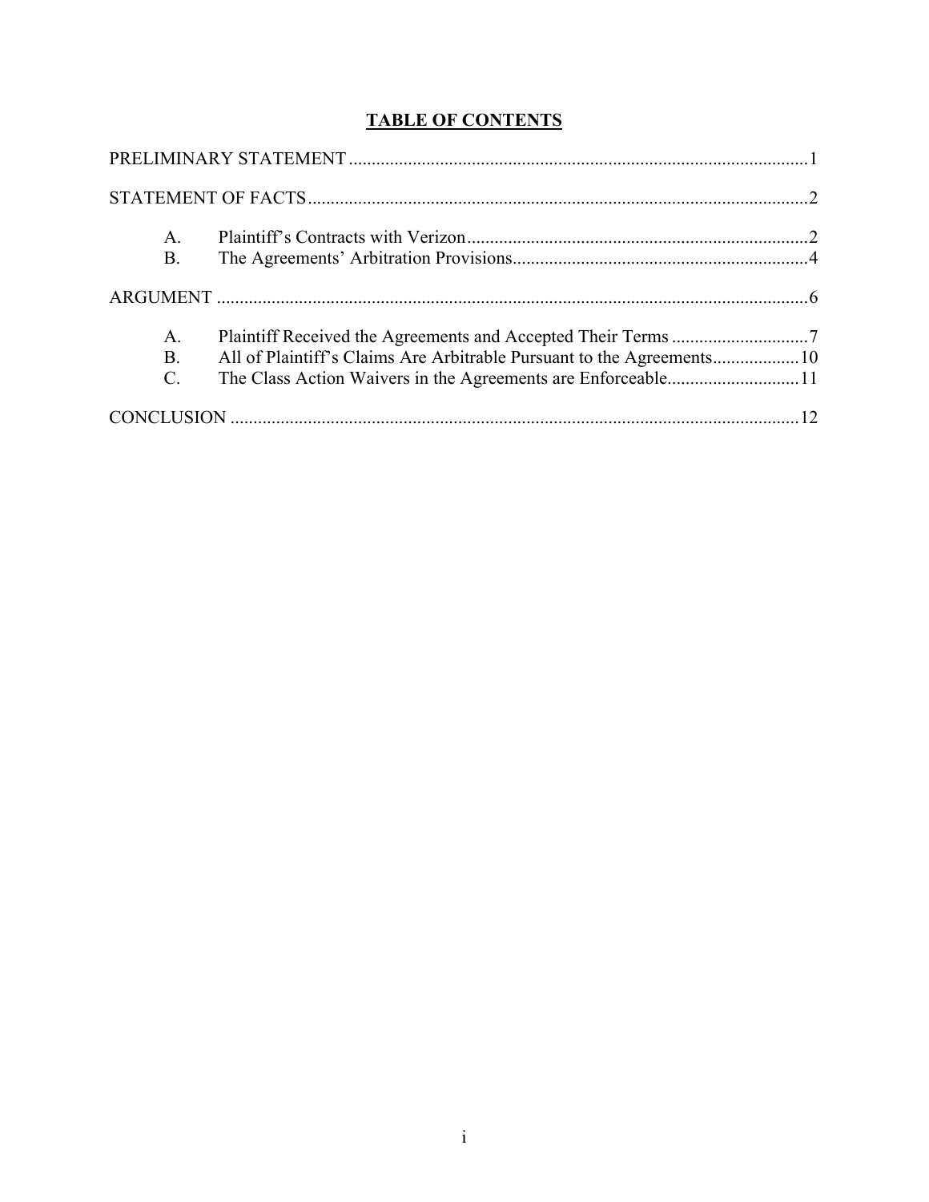# TABLE OF CONTENTS

PRELIMINARY STATEMENT ........................................................................................................1

STATEMENT OF FACTS ..............................................................................................................2

- A. Plaintiff's Contracts with Verizon ...........................................................................2
- B. The Agreements' Arbitration Provisions .................................................................4

ARGUMENT ..................................................................................................................................6

- A. Plaintiff Received the Agreements and Accepted Their Terms ..............................7
- B. All of Plaintiff's Claims Are Arbitrable Pursuant to the Agreements...................10
- C. The Class Action Waivers in the Agreements are Enforceable.............................11

CONCLUSION .............................................................................................................................12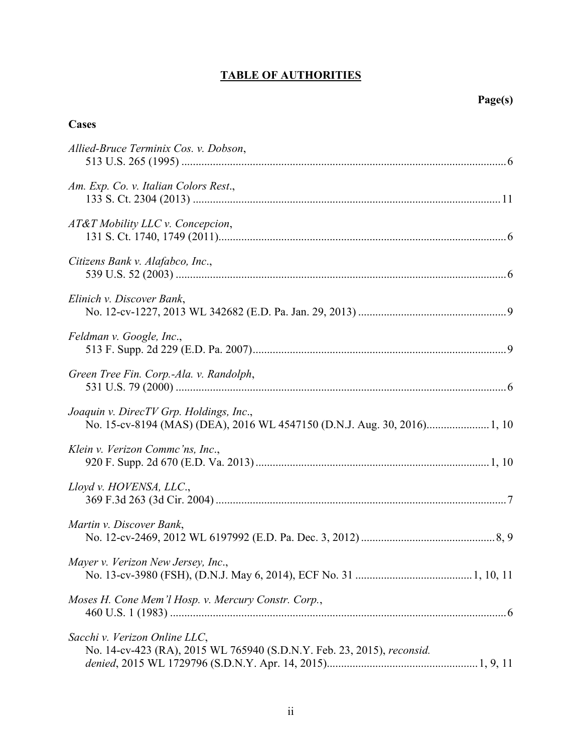## TABLE OF AUTHORITIES

**Page(s)**

### Cases

*Allied-Bruce Terminix Cos. v. Dobson*,
513 U.S. 265 (1995) .......... 6

*Am. Exp. Co. v. Italian Colors Rest*.,
133 S. Ct. 2304 (2013) .......... 11

*AT&T Mobility LLC v. Concepcion*,
131 S. Ct. 1740, 1749 (2011) .......... 6

*Citizens Bank v. Alafabco, Inc*.,
539 U.S. 52 (2003) .......... 6

*Elinich v. Discover Bank*,
No. 12-cv-1227, 2013 WL 342682 (E.D. Pa. Jan. 29, 2013) .......... 9

*Feldman v. Google, Inc*.,
513 F. Supp. 2d 229 (E.D. Pa. 2007) .......... 9

*Green Tree Fin. Corp.-Ala. v. Randolph*,
531 U.S. 79 (2000) .......... 6

*Joaquin v. DirecTV Grp. Holdings, Inc*.,
No. 15-cv-8194 (MAS) (DEA), 2016 WL 4547150 (D.N.J. Aug. 30, 2016) .......... 1, 10

*Klein v. Verizon Commc'ns, Inc*.,
920 F. Supp. 2d 670 (E.D. Va. 2013) .......... 1, 10

*Lloyd v. HOVENSA, LLC*.,
369 F.3d 263 (3d Cir. 2004) .......... 7

*Martin v. Discover Bank*,
No. 12-cv-2469, 2012 WL 6197992 (E.D. Pa. Dec. 3, 2012) .......... 8, 9

*Mayer v. Verizon New Jersey, Inc*.,
No. 13-cv-3980 (FSH), (D.N.J. May 6, 2014), ECF No. 31 .......... 1, 10, 11

*Moses H. Cone Mem'l Hosp. v. Mercury Constr. Corp.*,
460 U.S. 1 (1983) .......... 6

*Sacchi v. Verizon Online LLC*,
No. 14-cv-423 (RA), 2015 WL 765940 (S.D.N.Y. Feb. 23, 2015), *reconsid. denied*, 2015 WL 1729796 (S.D.N.Y. Apr. 14, 2015) .......... 1, 9, 11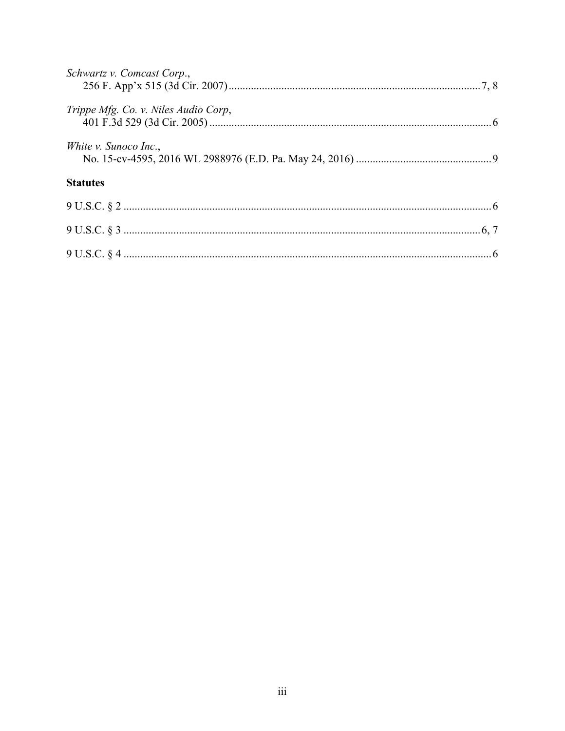*Schwartz v. Comcast Corp.*,
256 F. App'x 515 (3d Cir. 2007) ........................................................................................ 7, 8

*Trippe Mfg. Co. v. Niles Audio Corp*,
401 F.3d 529 (3d Cir. 2005) ........................................................................................ 6

*White v. Sunoco Inc.*,
No. 15-cv-4595, 2016 WL 2988976 (E.D. Pa. May 24, 2016) ........................................ 9

**Statutes**

9 U.S.C. § 2 ........................................................................................ 6

9 U.S.C. § 3 ........................................................................................ 6, 7

9 U.S.C. § 4 ........................................................................................ 6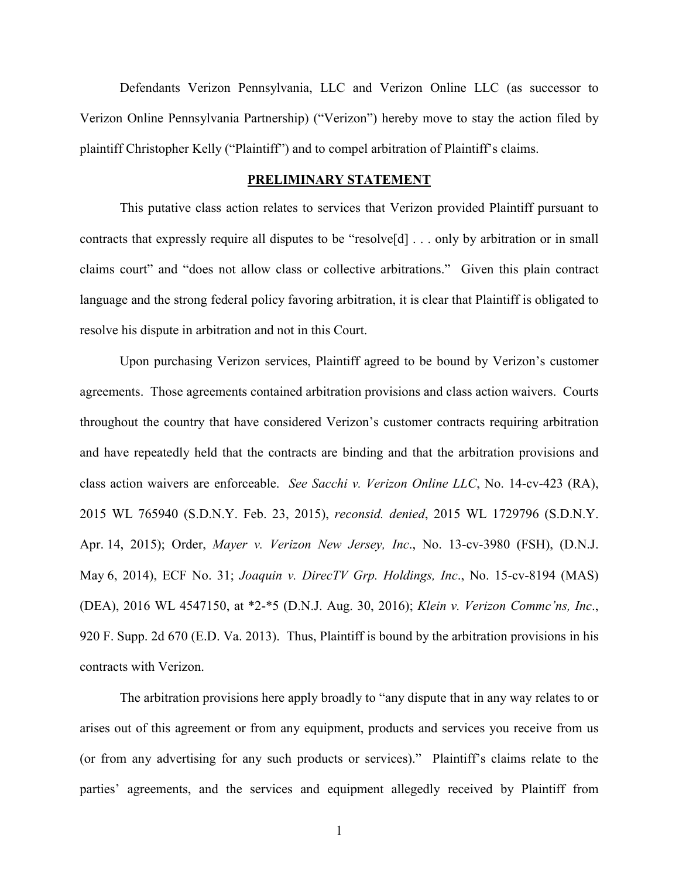Defendants Verizon Pennsylvania, LLC and Verizon Online LLC (as successor to Verizon Online Pennsylvania Partnership) ("Verizon") hereby move to stay the action filed by plaintiff Christopher Kelly ("Plaintiff") and to compel arbitration of Plaintiff's claims.

## PRELIMINARY STATEMENT

This putative class action relates to services that Verizon provided Plaintiff pursuant to contracts that expressly require all disputes to be "resolve[d] . . . only by arbitration or in small claims court" and "does not allow class or collective arbitrations." Given this plain contract language and the strong federal policy favoring arbitration, it is clear that Plaintiff is obligated to resolve his dispute in arbitration and not in this Court.

Upon purchasing Verizon services, Plaintiff agreed to be bound by Verizon's customer agreements. Those agreements contained arbitration provisions and class action waivers. Courts throughout the country that have considered Verizon's customer contracts requiring arbitration and have repeatedly held that the contracts are binding and that the arbitration provisions and class action waivers are enforceable. *See Sacchi v. Verizon Online LLC*, No. 14-cv-423 (RA), 2015 WL 765940 (S.D.N.Y. Feb. 23, 2015), *reconsid. denied*, 2015 WL 1729796 (S.D.N.Y. Apr. 14, 2015); Order, *Mayer v. Verizon New Jersey, Inc*., No. 13-cv-3980 (FSH), (D.N.J. May 6, 2014), ECF No. 31; *Joaquin v. DirecTV Grp. Holdings, Inc*., No. 15-cv-8194 (MAS) (DEA), 2016 WL 4547150, at *2-*5 (D.N.J. Aug. 30, 2016); *Klein v. Verizon Commc'ns, Inc*., 920 F. Supp. 2d 670 (E.D. Va. 2013). Thus, Plaintiff is bound by the arbitration provisions in his contracts with Verizon.

The arbitration provisions here apply broadly to "any dispute that in any way relates to or arises out of this agreement or from any equipment, products and services you receive from us (or from any advertising for any such products or services)." Plaintiff's claims relate to the parties' agreements, and the services and equipment allegedly received by Plaintiff from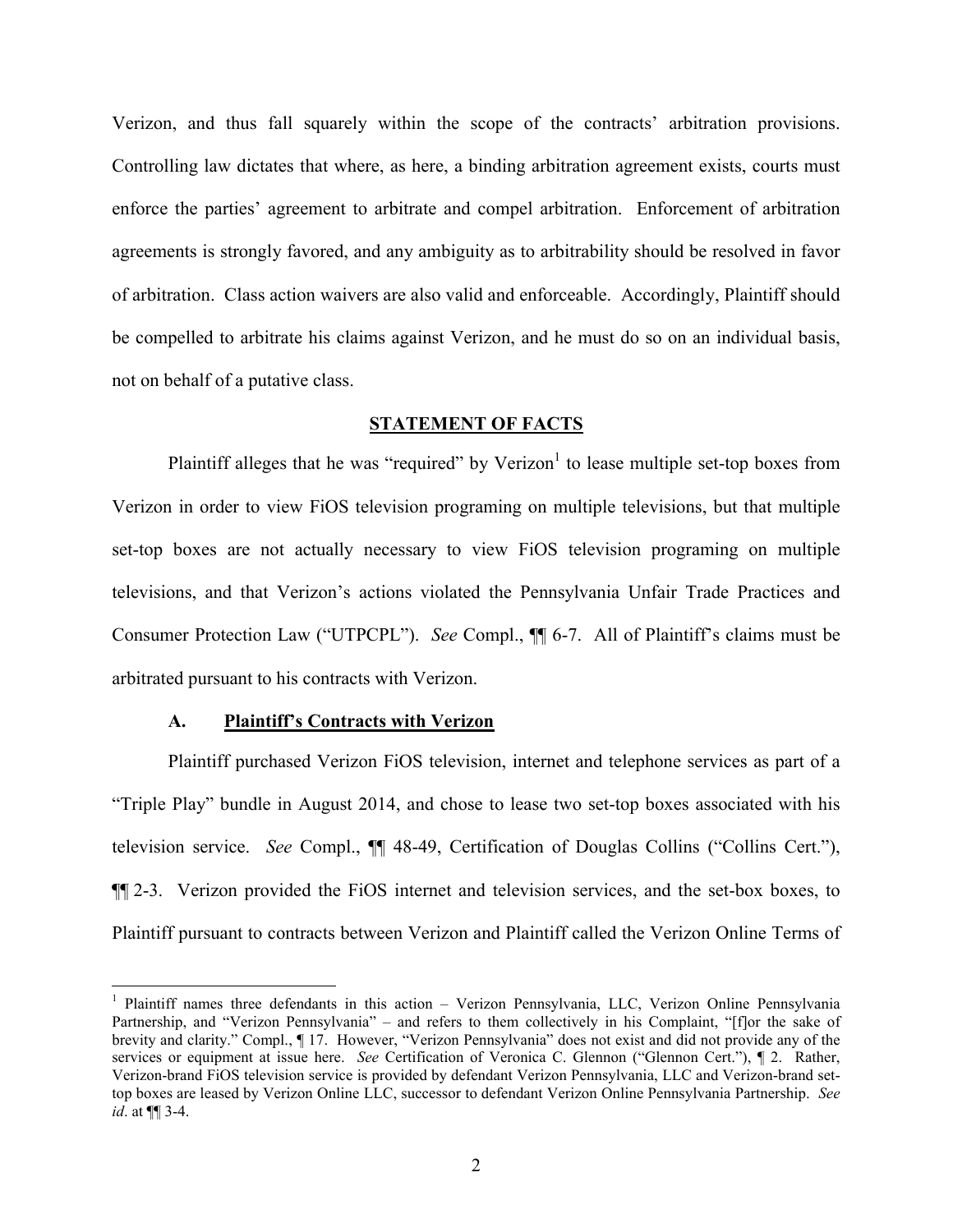Verizon, and thus fall squarely within the scope of the contracts' arbitration provisions. Controlling law dictates that where, as here, a binding arbitration agreement exists, courts must enforce the parties' agreement to arbitrate and compel arbitration. Enforcement of arbitration agreements is strongly favored, and any ambiguity as to arbitrability should be resolved in favor of arbitration. Class action waivers are also valid and enforceable. Accordingly, Plaintiff should be compelled to arbitrate his claims against Verizon, and he must do so on an individual basis, not on behalf of a putative class.

## STATEMENT OF FACTS

Plaintiff alleges that he was "required" by Verizon[1] to lease multiple set-top boxes from Verizon in order to view FiOS television programing on multiple televisions, but that multiple set-top boxes are not actually necessary to view FiOS television programing on multiple televisions, and that Verizon's actions violated the Pennsylvania Unfair Trade Practices and Consumer Protection Law ("UTPCPL"). *See* Compl., ¶¶ 6-7. All of Plaintiff's claims must be arbitrated pursuant to his contracts with Verizon.

### A. Plaintiff's Contracts with Verizon

Plaintiff purchased Verizon FiOS television, internet and telephone services as part of a "Triple Play" bundle in August 2014, and chose to lease two set-top boxes associated with his television service. *See* Compl., ¶¶ 48-49, Certification of Douglas Collins ("Collins Cert."), ¶¶ 2-3. Verizon provided the FiOS internet and television services, and the set-box boxes, to Plaintiff pursuant to contracts between Verizon and Plaintiff called the Verizon Online Terms of

---

[1] Plaintiff names three defendants in this action – Verizon Pennsylvania, LLC, Verizon Online Pennsylvania Partnership, and "Verizon Pennsylvania" – and refers to them collectively in his Complaint, "[f]or the sake of brevity and clarity." Compl., ¶ 17. However, "Verizon Pennsylvania" does not exist and did not provide any of the services or equipment at issue here. *See* Certification of Veronica C. Glennon ("Glennon Cert."), ¶ 2. Rather, Verizon-brand FiOS television service is provided by defendant Verizon Pennsylvania, LLC and Verizon-brand set-top boxes are leased by Verizon Online LLC, successor to defendant Verizon Online Pennsylvania Partnership. *See id*. at ¶¶ 3-4.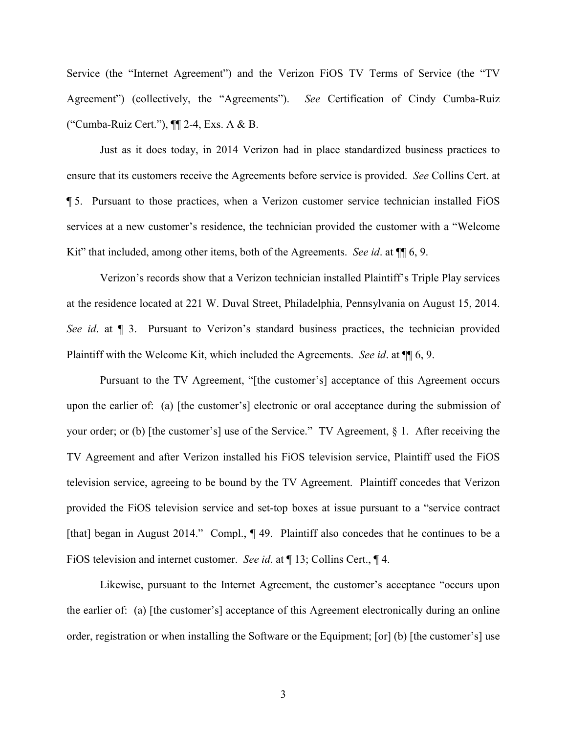Service (the "Internet Agreement") and the Verizon FiOS TV Terms of Service (the "TV Agreement") (collectively, the "Agreements"). *See* Certification of Cindy Cumba-Ruiz ("Cumba-Ruiz Cert."), ¶¶ 2-4, Exs. A & B.

Just as it does today, in 2014 Verizon had in place standardized business practices to ensure that its customers receive the Agreements before service is provided. *See* Collins Cert. at ¶ 5. Pursuant to those practices, when a Verizon customer service technician installed FiOS services at a new customer's residence, the technician provided the customer with a "Welcome Kit" that included, among other items, both of the Agreements. *See id*. at ¶¶ 6, 9.

Verizon's records show that a Verizon technician installed Plaintiff's Triple Play services at the residence located at 221 W. Duval Street, Philadelphia, Pennsylvania on August 15, 2014. *See id*. at ¶ 3. Pursuant to Verizon's standard business practices, the technician provided Plaintiff with the Welcome Kit, which included the Agreements. *See id*. at ¶¶ 6, 9.

Pursuant to the TV Agreement, "[the customer's] acceptance of this Agreement occurs upon the earlier of: (a) [the customer's] electronic or oral acceptance during the submission of your order; or (b) [the customer's] use of the Service." TV Agreement, § 1. After receiving the TV Agreement and after Verizon installed his FiOS television service, Plaintiff used the FiOS television service, agreeing to be bound by the TV Agreement. Plaintiff concedes that Verizon provided the FiOS television service and set-top boxes at issue pursuant to a "service contract [that] began in August 2014." Compl., ¶ 49. Plaintiff also concedes that he continues to be a FiOS television and internet customer. *See id*. at ¶ 13; Collins Cert., ¶ 4.

Likewise, pursuant to the Internet Agreement, the customer's acceptance "occurs upon the earlier of: (a) [the customer's] acceptance of this Agreement electronically during an online order, registration or when installing the Software or the Equipment; [or] (b) [the customer's] use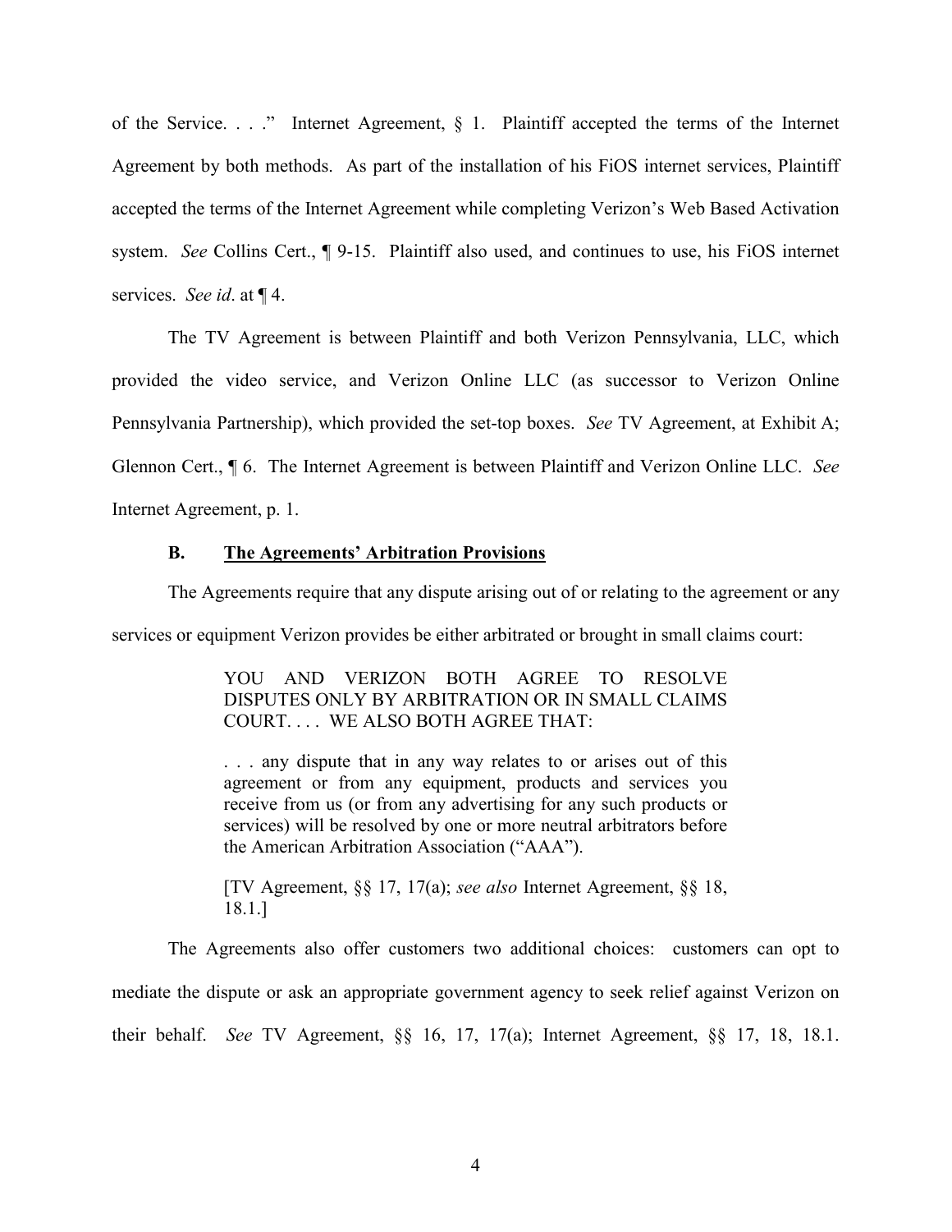of the Service. . . ." Internet Agreement, § 1. Plaintiff accepted the terms of the Internet Agreement by both methods. As part of the installation of his FiOS internet services, Plaintiff accepted the terms of the Internet Agreement while completing Verizon's Web Based Activation system. *See* Collins Cert., ¶ 9-15. Plaintiff also used, and continues to use, his FiOS internet services. *See id*. at ¶ 4.

The TV Agreement is between Plaintiff and both Verizon Pennsylvania, LLC, which provided the video service, and Verizon Online LLC (as successor to Verizon Online Pennsylvania Partnership), which provided the set-top boxes. *See* TV Agreement, at Exhibit A; Glennon Cert., ¶ 6. The Internet Agreement is between Plaintiff and Verizon Online LLC. *See* Internet Agreement, p. 1.

### B. The Agreements' Arbitration Provisions

The Agreements require that any dispute arising out of or relating to the agreement or any services or equipment Verizon provides be either arbitrated or brought in small claims court:

> YOU AND VERIZON BOTH AGREE TO RESOLVE DISPUTES ONLY BY ARBITRATION OR IN SMALL CLAIMS COURT. . . . WE ALSO BOTH AGREE THAT:
>
> . . . any dispute that in any way relates to or arises out of this agreement or from any equipment, products and services you receive from us (or from any advertising for any such products or services) will be resolved by one or more neutral arbitrators before the American Arbitration Association ("AAA").
>
> [TV Agreement, §§ 17, 17(a); *see also* Internet Agreement, §§ 18, 18.1.]

The Agreements also offer customers two additional choices: customers can opt to mediate the dispute or ask an appropriate government agency to seek relief against Verizon on their behalf. *See* TV Agreement, §§ 16, 17, 17(a); Internet Agreement, §§ 17, 18, 18.1.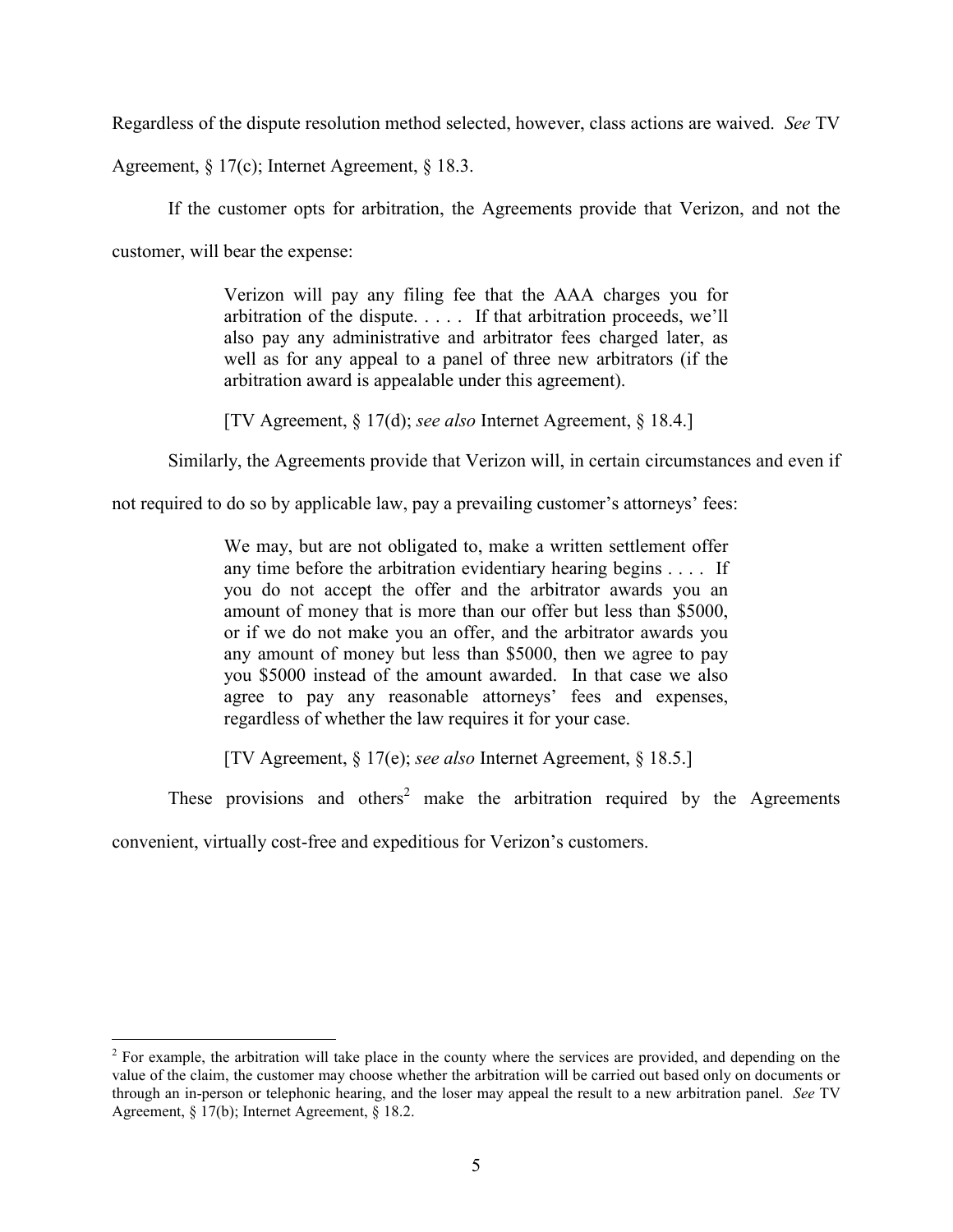Regardless of the dispute resolution method selected, however, class actions are waived. *See* TV Agreement, § 17(c); Internet Agreement, § 18.3.

If the customer opts for arbitration, the Agreements provide that Verizon, and not the customer, will bear the expense:

> Verizon will pay any filing fee that the AAA charges you for arbitration of the dispute. . . . . If that arbitration proceeds, we'll also pay any administrative and arbitrator fees charged later, as well as for any appeal to a panel of three new arbitrators (if the arbitration award is appealable under this agreement).
>
> [TV Agreement, § 17(d); *see also* Internet Agreement, § 18.4.]

Similarly, the Agreements provide that Verizon will, in certain circumstances and even if not required to do so by applicable law, pay a prevailing customer's attorneys' fees:

> We may, but are not obligated to, make a written settlement offer any time before the arbitration evidentiary hearing begins . . . . If you do not accept the offer and the arbitrator awards you an amount of money that is more than our offer but less than $5000, or if we do not make you an offer, and the arbitrator awards you any amount of money but less than $5000, then we agree to pay you $5000 instead of the amount awarded. In that case we also agree to pay any reasonable attorneys' fees and expenses, regardless of whether the law requires it for your case.
>
> [TV Agreement, § 17(e); *see also* Internet Agreement, § 18.5.]

These provisions and others[2] make the arbitration required by the Agreements convenient, virtually cost-free and expeditious for Verizon's customers.

---

[2] For example, the arbitration will take place in the county where the services are provided, and depending on the value of the claim, the customer may choose whether the arbitration will be carried out based only on documents or through an in-person or telephonic hearing, and the loser may appeal the result to a new arbitration panel. *See* TV Agreement, § 17(b); Internet Agreement, § 18.2.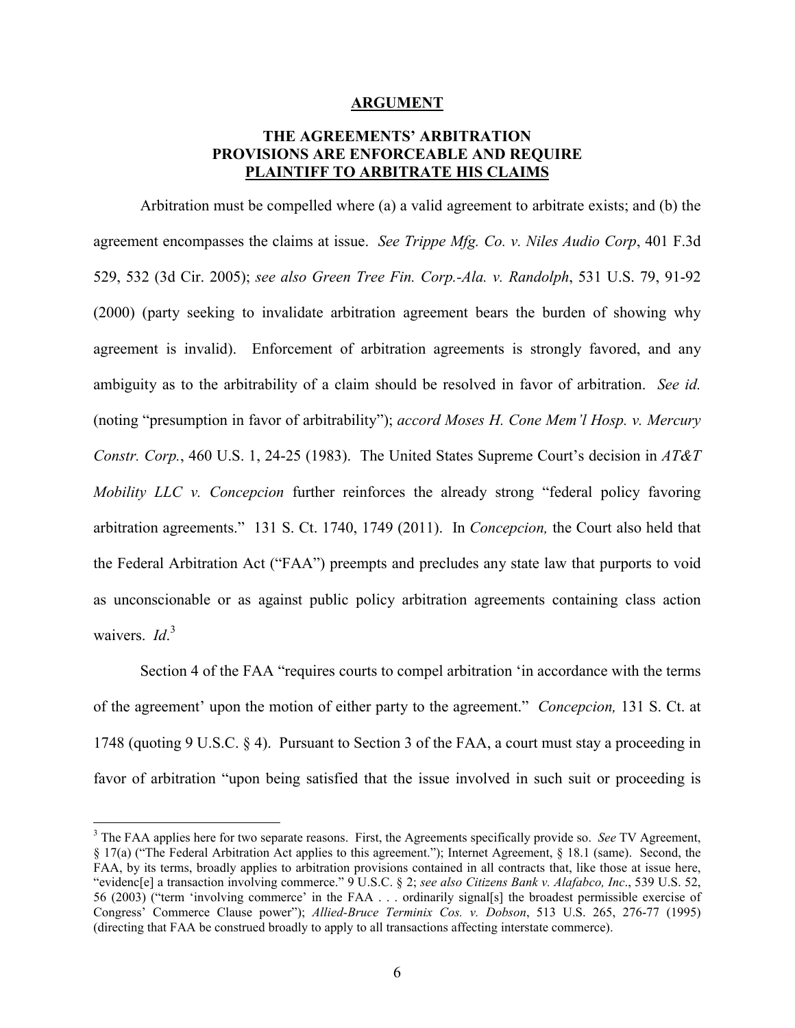## ARGUMENT

### THE AGREEMENTS' ARBITRATION PROVISIONS ARE ENFORCEABLE AND REQUIRE PLAINTIFF TO ARBITRATE HIS CLAIMS

Arbitration must be compelled where (a) a valid agreement to arbitrate exists; and (b) the agreement encompasses the claims at issue. *See Trippe Mfg. Co. v. Niles Audio Corp*, 401 F.3d 529, 532 (3d Cir. 2005); *see also Green Tree Fin. Corp.-Ala. v. Randolph*, 531 U.S. 79, 91-92 (2000) (party seeking to invalidate arbitration agreement bears the burden of showing why agreement is invalid). Enforcement of arbitration agreements is strongly favored, and any ambiguity as to the arbitrability of a claim should be resolved in favor of arbitration. *See id.* (noting "presumption in favor of arbitrability"); *accord Moses H. Cone Mem'l Hosp. v. Mercury Constr. Corp.*, 460 U.S. 1, 24-25 (1983). The United States Supreme Court's decision in *AT&T Mobility LLC v. Concepcion* further reinforces the already strong "federal policy favoring arbitration agreements." 131 S. Ct. 1740, 1749 (2011). In *Concepcion,* the Court also held that the Federal Arbitration Act ("FAA") preempts and precludes any state law that purports to void as unconscionable or as against public policy arbitration agreements containing class action waivers. *Id*.[3]

Section 4 of the FAA "requires courts to compel arbitration 'in accordance with the terms of the agreement' upon the motion of either party to the agreement." *Concepcion,* 131 S. Ct. at 1748 (quoting 9 U.S.C. § 4). Pursuant to Section 3 of the FAA, a court must stay a proceeding in favor of arbitration "upon being satisfied that the issue involved in such suit or proceeding is

---

[3] The FAA applies here for two separate reasons. First, the Agreements specifically provide so. *See* TV Agreement, § 17(a) ("The Federal Arbitration Act applies to this agreement."); Internet Agreement, § 18.1 (same). Second, the FAA, by its terms, broadly applies to arbitration provisions contained in all contracts that, like those at issue here, "evidenc[e] a transaction involving commerce." 9 U.S.C. § 2; *see also Citizens Bank v. Alafabco, Inc*., 539 U.S. 52, 56 (2003) ("term 'involving commerce' in the FAA . . . ordinarily signal[s] the broadest permissible exercise of Congress' Commerce Clause power"); *Allied-Bruce Terminix Cos. v. Dobson*, 513 U.S. 265, 276-77 (1995) (directing that FAA be construed broadly to apply to all transactions affecting interstate commerce).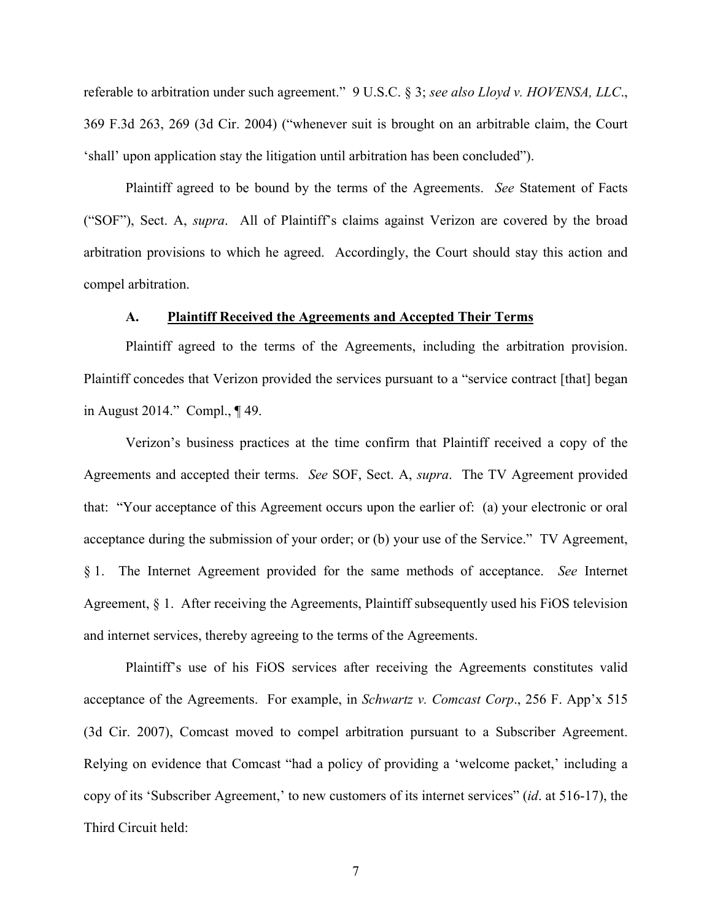referable to arbitration under such agreement." 9 U.S.C. § 3; *see also Lloyd v. HOVENSA, LLC*., 369 F.3d 263, 269 (3d Cir. 2004) ("whenever suit is brought on an arbitrable claim, the Court 'shall' upon application stay the litigation until arbitration has been concluded").

Plaintiff agreed to be bound by the terms of the Agreements. *See* Statement of Facts ("SOF"), Sect. A, *supra*. All of Plaintiff's claims against Verizon are covered by the broad arbitration provisions to which he agreed. Accordingly, the Court should stay this action and compel arbitration.

### A. Plaintiff Received the Agreements and Accepted Their Terms

Plaintiff agreed to the terms of the Agreements, including the arbitration provision. Plaintiff concedes that Verizon provided the services pursuant to a "service contract [that] began in August 2014." Compl., ¶ 49.

Verizon's business practices at the time confirm that Plaintiff received a copy of the Agreements and accepted their terms. *See* SOF, Sect. A, *supra*. The TV Agreement provided that: "Your acceptance of this Agreement occurs upon the earlier of: (a) your electronic or oral acceptance during the submission of your order; or (b) your use of the Service." TV Agreement, § 1. The Internet Agreement provided for the same methods of acceptance. *See* Internet Agreement, § 1. After receiving the Agreements, Plaintiff subsequently used his FiOS television and internet services, thereby agreeing to the terms of the Agreements.

Plaintiff's use of his FiOS services after receiving the Agreements constitutes valid acceptance of the Agreements. For example, in *Schwartz v. Comcast Corp*., 256 F. App'x 515 (3d Cir. 2007), Comcast moved to compel arbitration pursuant to a Subscriber Agreement. Relying on evidence that Comcast "had a policy of providing a 'welcome packet,' including a copy of its 'Subscriber Agreement,' to new customers of its internet services" (*id*. at 516-17), the Third Circuit held: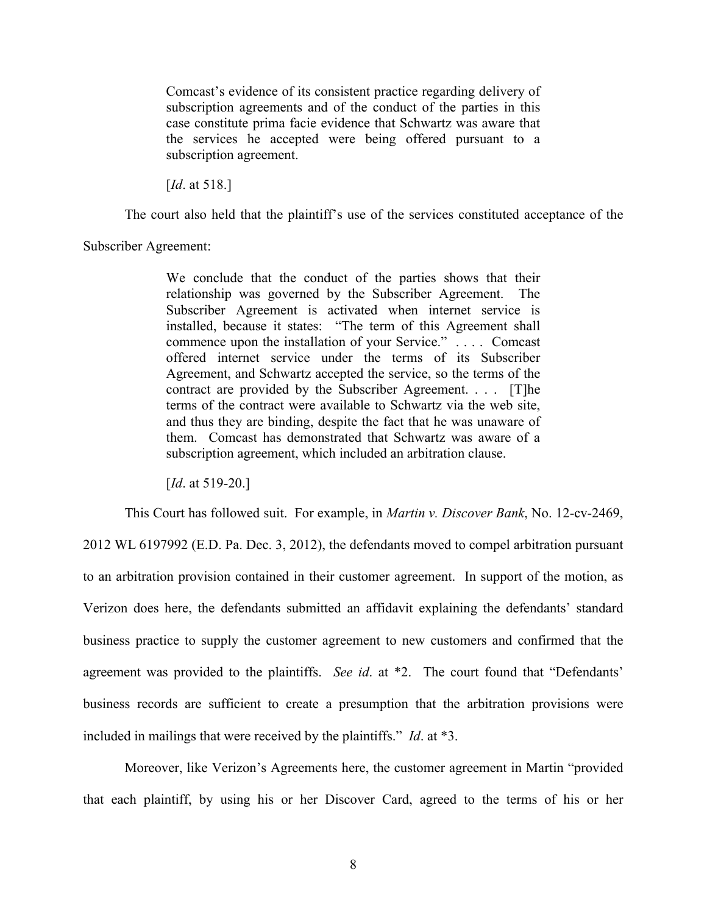> Comcast's evidence of its consistent practice regarding delivery of subscription agreements and of the conduct of the parties in this case constitute prima facie evidence that Schwartz was aware that the services he accepted were being offered pursuant to a subscription agreement.
>
> [*Id*. at 518.]

The court also held that the plaintiff's use of the services constituted acceptance of the Subscriber Agreement:

> We conclude that the conduct of the parties shows that their relationship was governed by the Subscriber Agreement. The Subscriber Agreement is activated when internet service is installed, because it states: "The term of this Agreement shall commence upon the installation of your Service." . . . . Comcast offered internet service under the terms of its Subscriber Agreement, and Schwartz accepted the service, so the terms of the contract are provided by the Subscriber Agreement. . . . [T]he terms of the contract were available to Schwartz via the web site, and thus they are binding, despite the fact that he was unaware of them. Comcast has demonstrated that Schwartz was aware of a subscription agreement, which included an arbitration clause.
>
> [*Id*. at 519-20.]

This Court has followed suit. For example, in *Martin v. Discover Bank*, No. 12-cv-2469, 2012 WL 6197992 (E.D. Pa. Dec. 3, 2012), the defendants moved to compel arbitration pursuant to an arbitration provision contained in their customer agreement. In support of the motion, as Verizon does here, the defendants submitted an affidavit explaining the defendants' standard business practice to supply the customer agreement to new customers and confirmed that the agreement was provided to the plaintiffs. *See id*. at *2. The court found that "Defendants' business records are sufficient to create a presumption that the arbitration provisions were included in mailings that were received by the plaintiffs." *Id*. at *3.

Moreover, like Verizon's Agreements here, the customer agreement in Martin "provided that each plaintiff, by using his or her Discover Card, agreed to the terms of his or her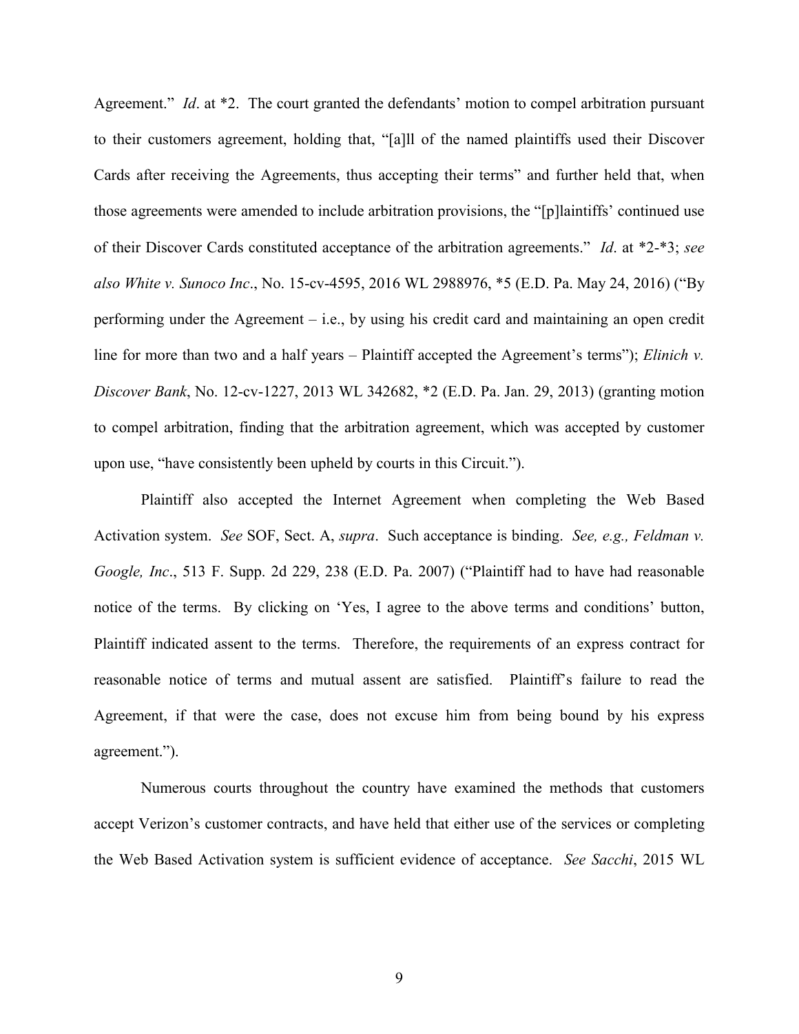Agreement." *Id*. at *2. The court granted the defendants' motion to compel arbitration pursuant to their customers agreement, holding that, "[a]ll of the named plaintiffs used their Discover Cards after receiving the Agreements, thus accepting their terms" and further held that, when those agreements were amended to include arbitration provisions, the "[p]laintiffs' continued use of their Discover Cards constituted acceptance of the arbitration agreements." *Id*. at *2-*3; *see also White v. Sunoco Inc*., No. 15-cv-4595, 2016 WL 2988976, *5 (E.D. Pa. May 24, 2016) ("By performing under the Agreement – i.e., by using his credit card and maintaining an open credit line for more than two and a half years – Plaintiff accepted the Agreement's terms"); *Elinich v. Discover Bank*, No. 12-cv-1227, 2013 WL 342682, *2 (E.D. Pa. Jan. 29, 2013) (granting motion to compel arbitration, finding that the arbitration agreement, which was accepted by customer upon use, "have consistently been upheld by courts in this Circuit.").

Plaintiff also accepted the Internet Agreement when completing the Web Based Activation system. *See* SOF, Sect. A, *supra*. Such acceptance is binding. *See, e.g., Feldman v. Google, Inc*., 513 F. Supp. 2d 229, 238 (E.D. Pa. 2007) ("Plaintiff had to have had reasonable notice of the terms. By clicking on 'Yes, I agree to the above terms and conditions' button, Plaintiff indicated assent to the terms. Therefore, the requirements of an express contract for reasonable notice of terms and mutual assent are satisfied. Plaintiff's failure to read the Agreement, if that were the case, does not excuse him from being bound by his express agreement.").

Numerous courts throughout the country have examined the methods that customers accept Verizon's customer contracts, and have held that either use of the services or completing the Web Based Activation system is sufficient evidence of acceptance. *See Sacchi*, 2015 WL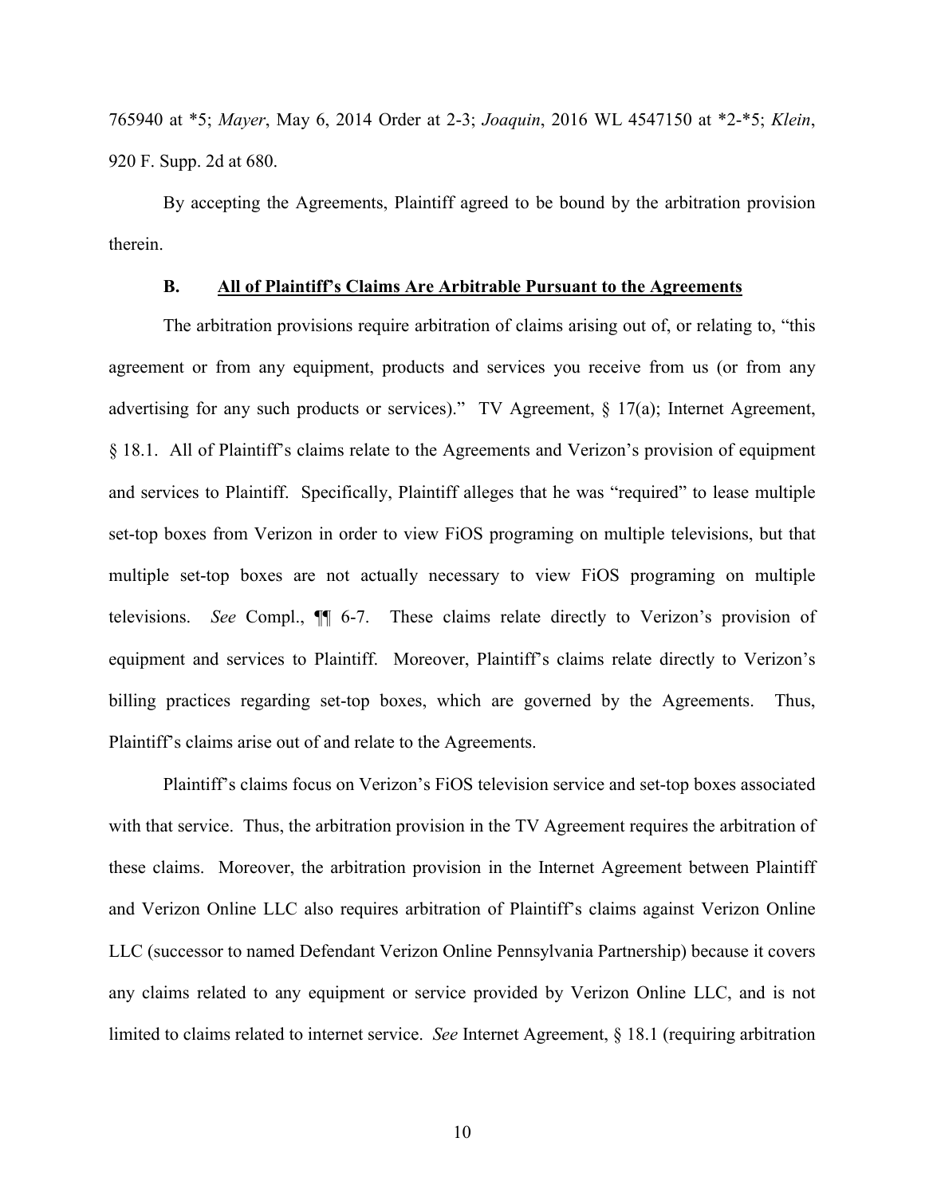765940 at *5; *Mayer*, May 6, 2014 Order at 2-3; *Joaquin*, 2016 WL 4547150 at *2-*5; *Klein*, 920 F. Supp. 2d at 680.

By accepting the Agreements, Plaintiff agreed to be bound by the arbitration provision therein.

### B. <u>All of Plaintiff's Claims Are Arbitrable Pursuant to the Agreements</u>

The arbitration provisions require arbitration of claims arising out of, or relating to, "this agreement or from any equipment, products and services you receive from us (or from any advertising for any such products or services)." TV Agreement, § 17(a); Internet Agreement, § 18.1. All of Plaintiff's claims relate to the Agreements and Verizon's provision of equipment and services to Plaintiff. Specifically, Plaintiff alleges that he was "required" to lease multiple set-top boxes from Verizon in order to view FiOS programing on multiple televisions, but that multiple set-top boxes are not actually necessary to view FiOS programing on multiple televisions. *See* Compl., ¶¶ 6-7. These claims relate directly to Verizon's provision of equipment and services to Plaintiff. Moreover, Plaintiff's claims relate directly to Verizon's billing practices regarding set-top boxes, which are governed by the Agreements. Thus, Plaintiff's claims arise out of and relate to the Agreements.

Plaintiff's claims focus on Verizon's FiOS television service and set-top boxes associated with that service. Thus, the arbitration provision in the TV Agreement requires the arbitration of these claims. Moreover, the arbitration provision in the Internet Agreement between Plaintiff and Verizon Online LLC also requires arbitration of Plaintiff's claims against Verizon Online LLC (successor to named Defendant Verizon Online Pennsylvania Partnership) because it covers any claims related to any equipment or service provided by Verizon Online LLC, and is not limited to claims related to internet service. *See* Internet Agreement, § 18.1 (requiring arbitration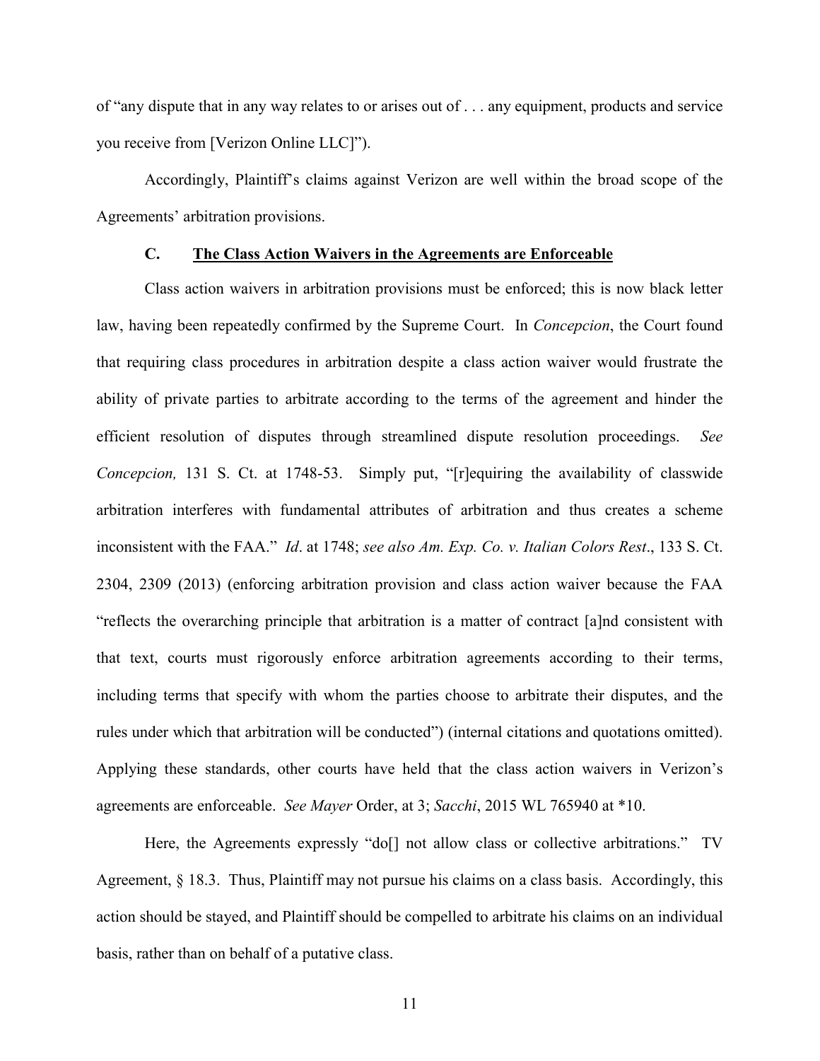of "any dispute that in any way relates to or arises out of . . . any equipment, products and service you receive from [Verizon Online LLC]").

Accordingly, Plaintiff's claims against Verizon are well within the broad scope of the Agreements' arbitration provisions.

### C. <u>The Class Action Waivers in the Agreements are Enforceable</u>

Class action waivers in arbitration provisions must be enforced; this is now black letter law, having been repeatedly confirmed by the Supreme Court. In *Concepcion*, the Court found that requiring class procedures in arbitration despite a class action waiver would frustrate the ability of private parties to arbitrate according to the terms of the agreement and hinder the efficient resolution of disputes through streamlined dispute resolution proceedings. *See Concepcion,* 131 S. Ct. at 1748-53. Simply put, "[r]equiring the availability of classwide arbitration interferes with fundamental attributes of arbitration and thus creates a scheme inconsistent with the FAA." *Id*. at 1748; *see also Am. Exp. Co. v. Italian Colors Rest*., 133 S. Ct. 2304, 2309 (2013) (enforcing arbitration provision and class action waiver because the FAA "reflects the overarching principle that arbitration is a matter of contract [a]nd consistent with that text, courts must rigorously enforce arbitration agreements according to their terms, including terms that specify with whom the parties choose to arbitrate their disputes, and the rules under which that arbitration will be conducted") (internal citations and quotations omitted). Applying these standards, other courts have held that the class action waivers in Verizon's agreements are enforceable. *See Mayer* Order, at 3; *Sacchi*, 2015 WL 765940 at *10.

Here, the Agreements expressly "do[] not allow class or collective arbitrations." TV Agreement, § 18.3. Thus, Plaintiff may not pursue his claims on a class basis. Accordingly, this action should be stayed, and Plaintiff should be compelled to arbitrate his claims on an individual basis, rather than on behalf of a putative class.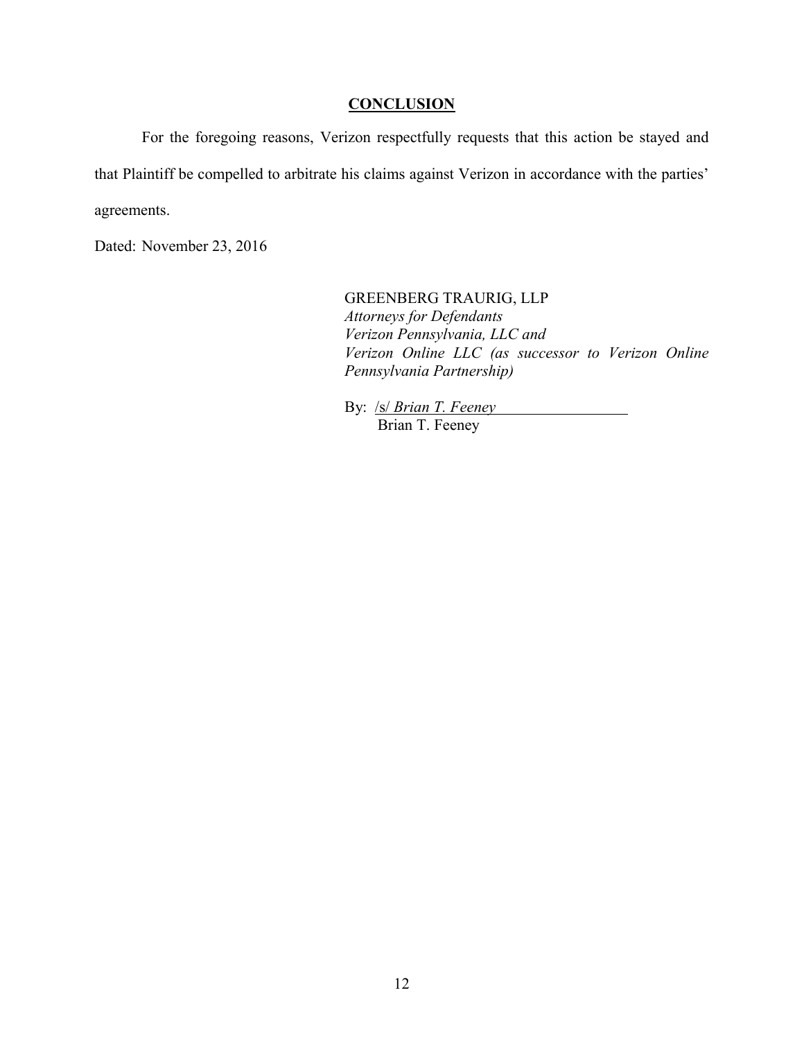## **CONCLUSION**

For the foregoing reasons, Verizon respectfully requests that this action be stayed and that Plaintiff be compelled to arbitrate his claims against Verizon in accordance with the parties' agreements.

Dated: November 23, 2016

GREENBERG TRAURIG, LLP
*Attorneys for Defendants*
*Verizon Pennsylvania, LLC and*
*Verizon Online LLC (as successor to Verizon Online Pennsylvania Partnership)*

By: /s/ *Brian T. Feeney*
Brian T. Feeney